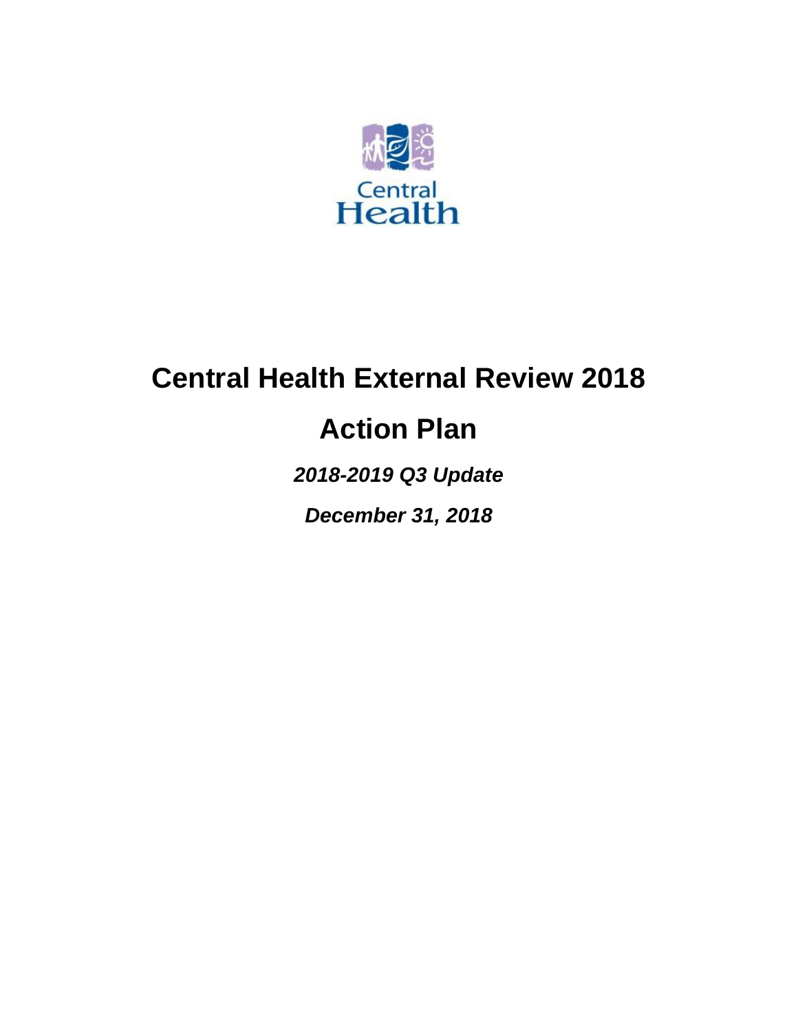Central Health

# Central Health External Review 2018

# Action Plan

***2018-2019 Q3 Update***

***December 31, 2018***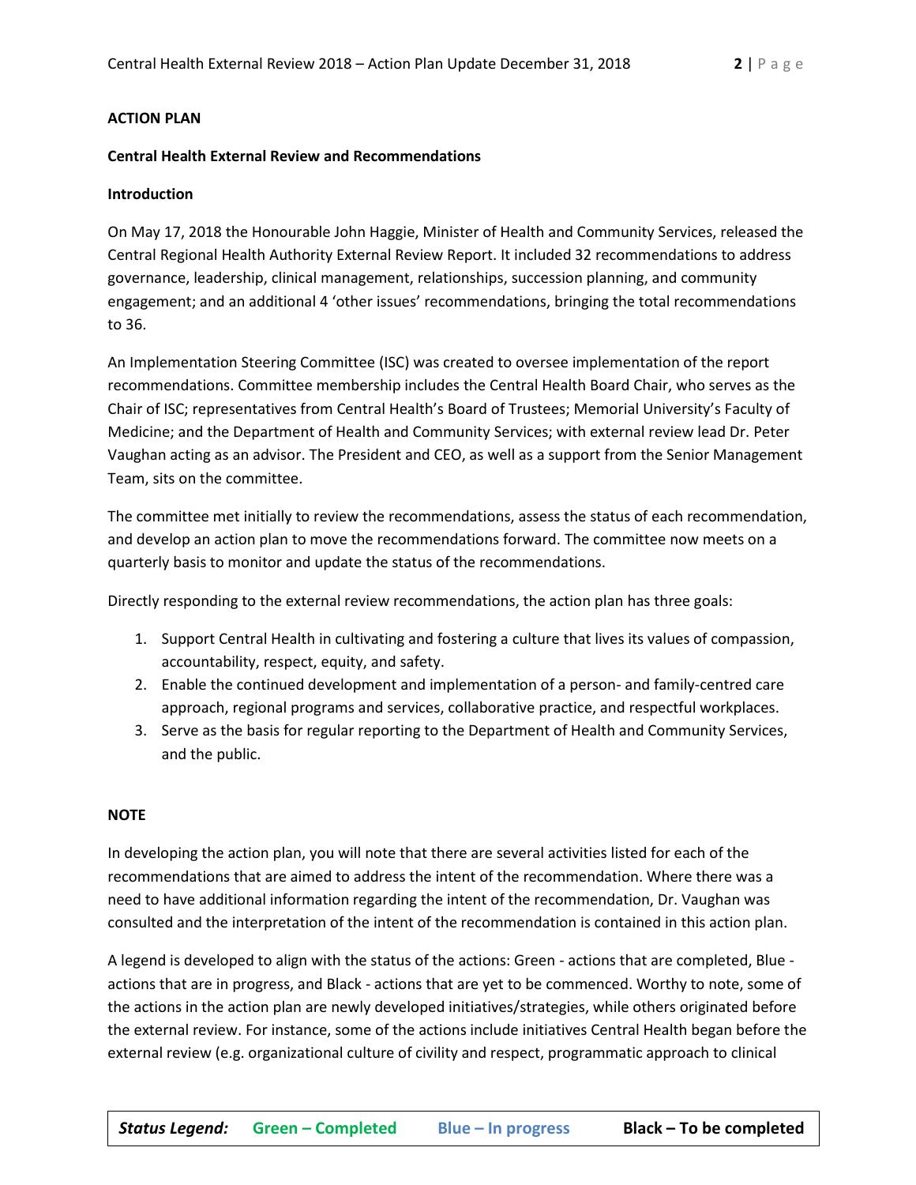**ACTION PLAN**

**Central Health External Review and Recommendations**

**Introduction**

On May 17, 2018 the Honourable John Haggie, Minister of Health and Community Services, released the Central Regional Health Authority External Review Report. It included 32 recommendations to address governance, leadership, clinical management, relationships, succession planning, and community engagement; and an additional 4 'other issues' recommendations, bringing the total recommendations to 36.

An Implementation Steering Committee (ISC) was created to oversee implementation of the report recommendations. Committee membership includes the Central Health Board Chair, who serves as the Chair of ISC; representatives from Central Health's Board of Trustees; Memorial University's Faculty of Medicine; and the Department of Health and Community Services; with external review lead Dr. Peter Vaughan acting as an advisor. The President and CEO, as well as a support from the Senior Management Team, sits on the committee.

The committee met initially to review the recommendations, assess the status of each recommendation, and develop an action plan to move the recommendations forward. The committee now meets on a quarterly basis to monitor and update the status of the recommendations.

Directly responding to the external review recommendations, the action plan has three goals:

1. Support Central Health in cultivating and fostering a culture that lives its values of compassion, accountability, respect, equity, and safety.
2. Enable the continued development and implementation of a person- and family-centred care approach, regional programs and services, collaborative practice, and respectful workplaces.
3. Serve as the basis for regular reporting to the Department of Health and Community Services, and the public.

**NOTE**

In developing the action plan, you will note that there are several activities listed for each of the recommendations that are aimed to address the intent of the recommendation. Where there was a need to have additional information regarding the intent of the recommendation, Dr. Vaughan was consulted and the interpretation of the intent of the recommendation is contained in this action plan.

A legend is developed to align with the status of the actions: Green - actions that are completed, Blue - actions that are in progress, and Black - actions that are yet to be commenced. Worthy to note, some of the actions in the action plan are newly developed initiatives/strategies, while others originated before the external review. For instance, some of the actions include initiatives Central Health began before the external review (e.g. organizational culture of civility and respect, programmatic approach to clinical

***Status Legend:*** **Green – Completed** **Blue – In progress** **Black – To be completed**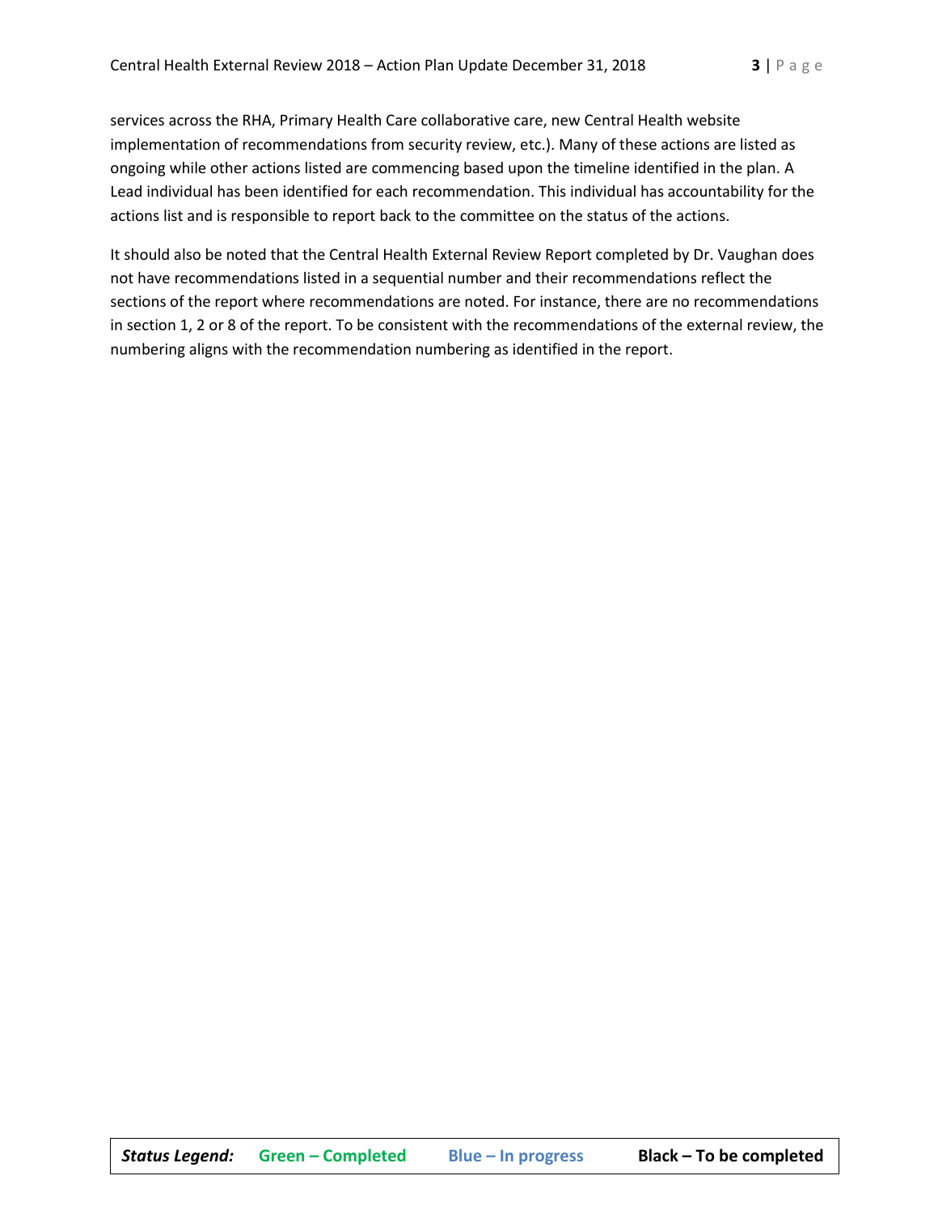services across the RHA, Primary Health Care collaborative care, new Central Health website implementation of recommendations from security review, etc.). Many of these actions are listed as ongoing while other actions listed are commencing based upon the timeline identified in the plan. A Lead individual has been identified for each recommendation. This individual has accountability for the actions list and is responsible to report back to the committee on the status of the actions.

It should also be noted that the Central Health External Review Report completed by Dr. Vaughan does not have recommendations listed in a sequential number and their recommendations reflect the sections of the report where recommendations are noted. For instance, there are no recommendations in section 1, 2 or 8 of the report. To be consistent with the recommendations of the external review, the numbering aligns with the recommendation numbering as identified in the report.

| ***Status Legend:*** | **Green – Completed** | **Blue – In progress** | **Black – To be completed** |
|---|---|---|---|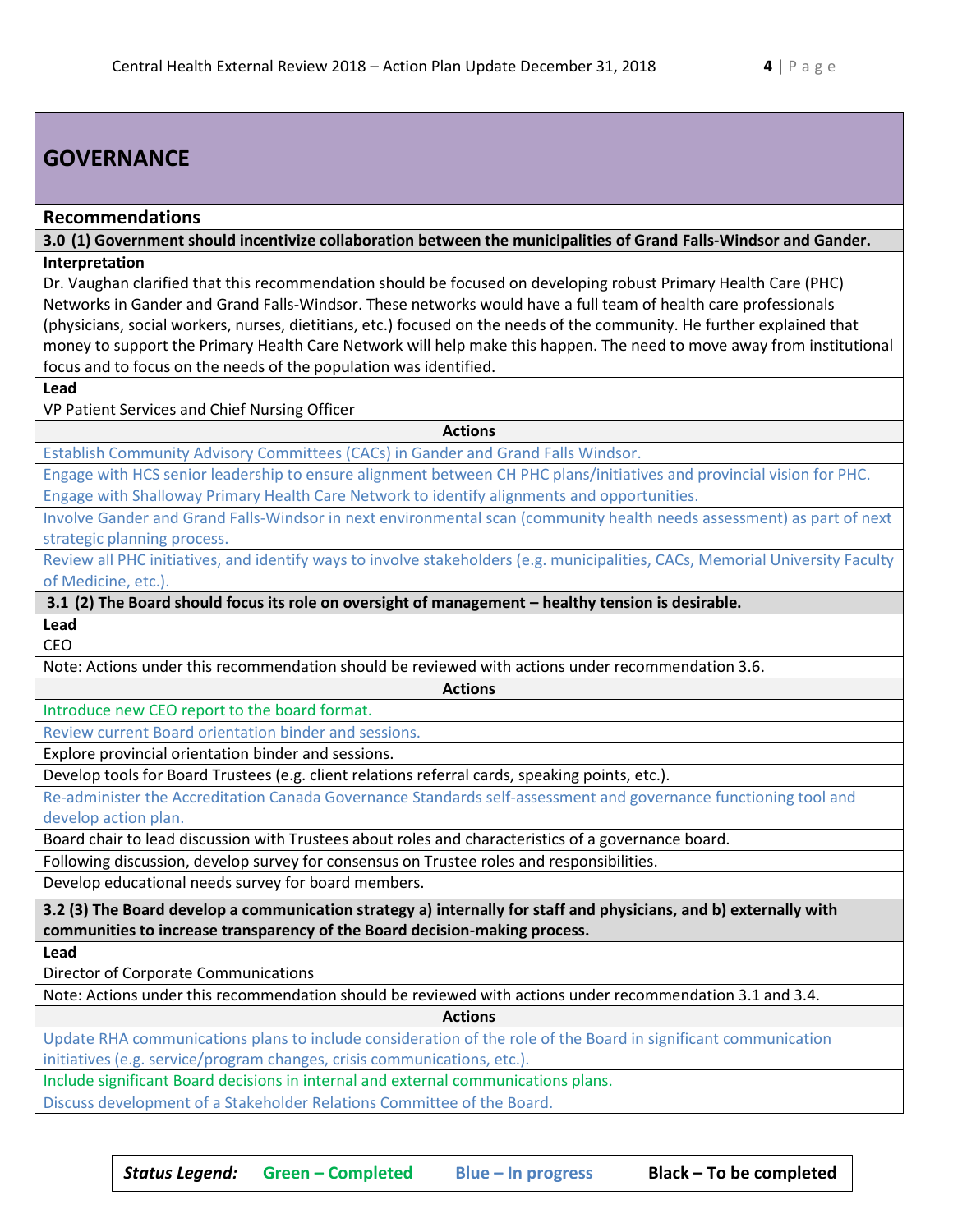# GOVERNANCE

## Recommendations

**3.0 (1) Government should incentivize collaboration between the municipalities of Grand Falls-Windsor and Gander.**

**Interpretation**

Dr. Vaughan clarified that this recommendation should be focused on developing robust Primary Health Care (PHC) Networks in Gander and Grand Falls-Windsor. These networks would have a full team of health care professionals (physicians, social workers, nurses, dietitians, etc.) focused on the needs of the community. He further explained that money to support the Primary Health Care Network will help make this happen. The need to move away from institutional focus and to focus on the needs of the population was identified.

**Lead**

VP Patient Services and Chief Nursing Officer

**Actions**

- Establish Community Advisory Committees (CACs) in Gander and Grand Falls Windsor.
- Engage with HCS senior leadership to ensure alignment between CH PHC plans/initiatives and provincial vision for PHC.
- Engage with Shalloway Primary Health Care Network to identify alignments and opportunities.
- Involve Gander and Grand Falls-Windsor in next environmental scan (community health needs assessment) as part of next strategic planning process.
- Review all PHC initiatives, and identify ways to involve stakeholders (e.g. municipalities, CACs, Memorial University Faculty of Medicine, etc.).

**3.1 (2) The Board should focus its role on oversight of management – healthy tension is desirable.**

**Lead**

CEO

Note: Actions under this recommendation should be reviewed with actions under recommendation 3.6.

**Actions**

- Introduce new CEO report to the board format.
- Review current Board orientation binder and sessions.
- Explore provincial orientation binder and sessions.
- Develop tools for Board Trustees (e.g. client relations referral cards, speaking points, etc.).
- Re-administer the Accreditation Canada Governance Standards self-assessment and governance functioning tool and develop action plan.
- Board chair to lead discussion with Trustees about roles and characteristics of a governance board.
- Following discussion, develop survey for consensus on Trustee roles and responsibilities.
- Develop educational needs survey for board members.

**3.2 (3) The Board develop a communication strategy a) internally for staff and physicians, and b) externally with communities to increase transparency of the Board decision-making process.**

**Lead**

Director of Corporate Communications

Note: Actions under this recommendation should be reviewed with actions under recommendation 3.1 and 3.4.

**Actions**

- Update RHA communications plans to include consideration of the role of the Board in significant communication initiatives (e.g. service/program changes, crisis communications, etc.).
- Include significant Board decisions in internal and external communications plans.
- Discuss development of a Stakeholder Relations Committee of the Board.

***Status Legend:*** **Green – Completed** **Blue – In progress** **Black – To be completed**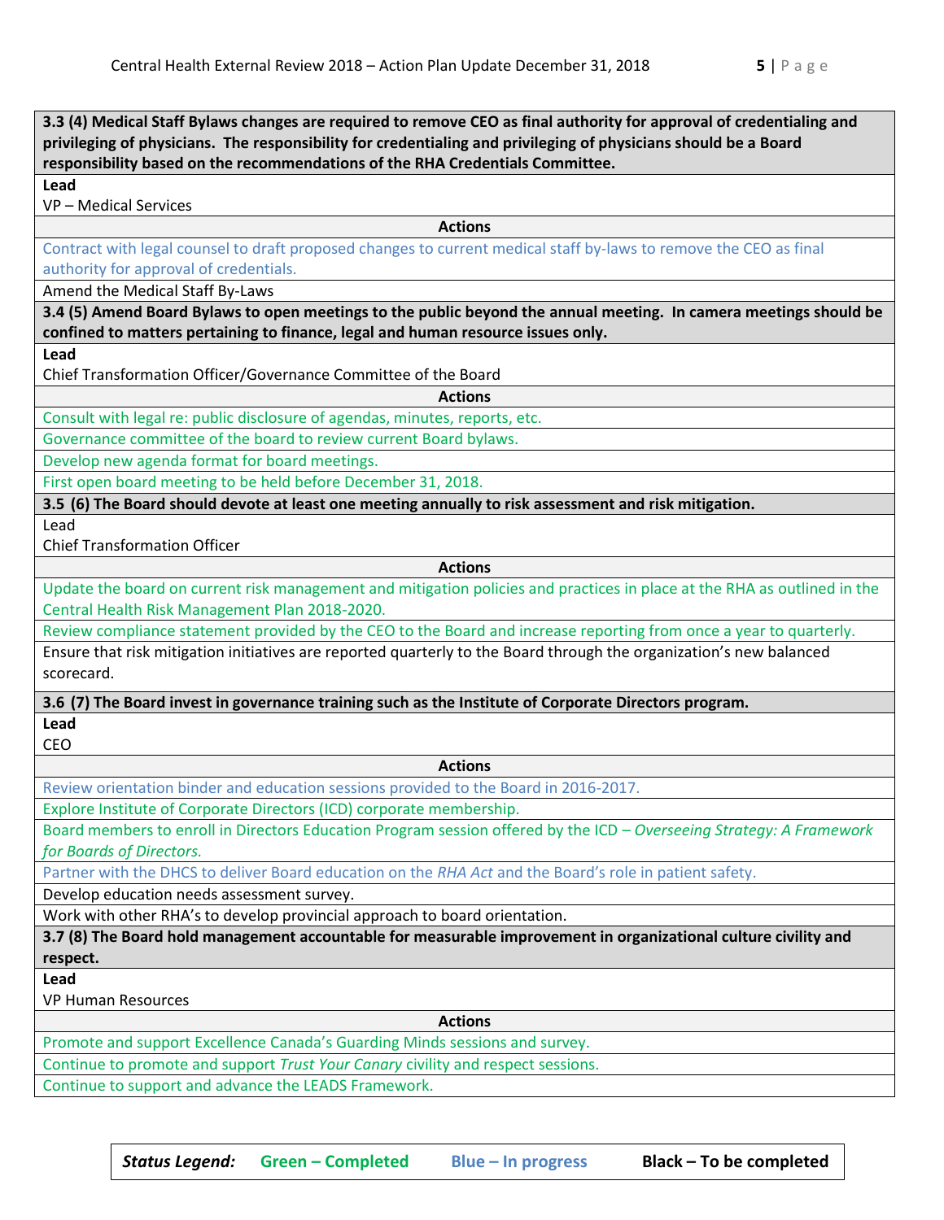**3.3 (4) Medical Staff Bylaws changes are required to remove CEO as final authority for approval of credentialing and privileging of physicians. The responsibility for credentialing and privileging of physicians should be a Board responsibility based on the recommendations of the RHA Credentials Committee.**

**Lead**

VP – Medical Services

**Actions**

- Contract with legal counsel to draft proposed changes to current medical staff by-laws to remove the CEO as final authority for approval of credentials.
- Amend the Medical Staff By-Laws

**3.4 (5) Amend Board Bylaws to open meetings to the public beyond the annual meeting. In camera meetings should be confined to matters pertaining to finance, legal and human resource issues only.**

**Lead**

Chief Transformation Officer/Governance Committee of the Board

**Actions**

- Consult with legal re: public disclosure of agendas, minutes, reports, etc.
- Governance committee of the board to review current Board bylaws.
- Develop new agenda format for board meetings.
- First open board meeting to be held before December 31, 2018.

**3.5 (6) The Board should devote at least one meeting annually to risk assessment and risk mitigation.**

Lead

Chief Transformation Officer

**Actions**

- Update the board on current risk management and mitigation policies and practices in place at the RHA as outlined in the Central Health Risk Management Plan 2018-2020.
- Review compliance statement provided by the CEO to the Board and increase reporting from once a year to quarterly.
- Ensure that risk mitigation initiatives are reported quarterly to the Board through the organization's new balanced scorecard.

**3.6 (7) The Board invest in governance training such as the Institute of Corporate Directors program.**

**Lead**

CEO

**Actions**

- Review orientation binder and education sessions provided to the Board in 2016-2017.
- Explore Institute of Corporate Directors (ICD) corporate membership.
- Board members to enroll in Directors Education Program session offered by the ICD – *Overseeing Strategy: A Framework for Boards of Directors.*
- Partner with the DHCS to deliver Board education on the *RHA Act* and the Board's role in patient safety.
- Develop education needs assessment survey.
- Work with other RHA's to develop provincial approach to board orientation.

**3.7 (8) The Board hold management accountable for measurable improvement in organizational culture civility and respect.**

**Lead**

VP Human Resources

**Actions**

- Promote and support Excellence Canada's Guarding Minds sessions and survey.
- Continue to promote and support *Trust Your Canary* civility and respect sessions.
- Continue to support and advance the LEADS Framework.

| *Status Legend:* | Green – Completed | Blue – In progress | Black – To be completed |
|---|---|---|---|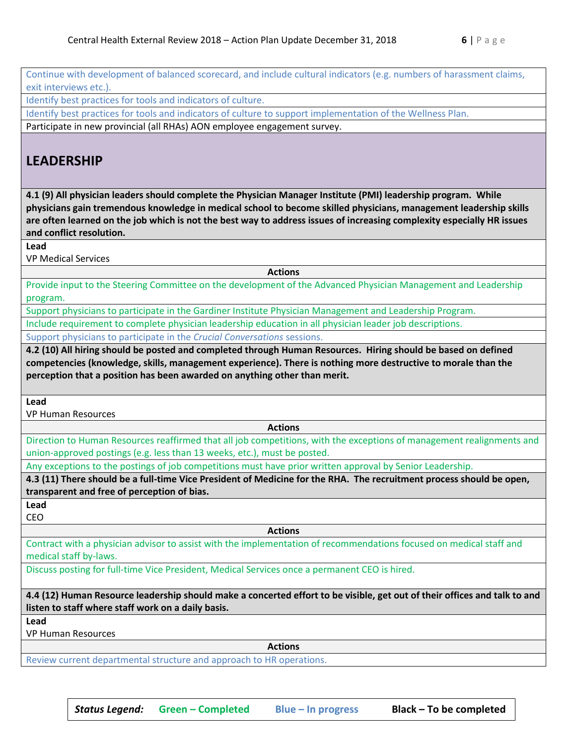Continue with development of balanced scorecard, and include cultural indicators (e.g. numbers of harassment claims, exit interviews etc.).

Identify best practices for tools and indicators of culture.

Identify best practices for tools and indicators of culture to support implementation of the Wellness Plan.

Participate in new provincial (all RHAs) AON employee engagement survey.

## LEADERSHIP

**4.1 (9) All physician leaders should complete the Physician Manager Institute (PMI) leadership program. While physicians gain tremendous knowledge in medical school to become skilled physicians, management leadership skills are often learned on the job which is not the best way to address issues of increasing complexity especially HR issues and conflict resolution.**

**Lead**

VP Medical Services

**Actions**

Provide input to the Steering Committee on the development of the Advanced Physician Management and Leadership program.

Support physicians to participate in the Gardiner Institute Physician Management and Leadership Program.

Include requirement to complete physician leadership education in all physician leader job descriptions.

Support physicians to participate in the *Crucial Conversations* sessions.

**4.2 (10) All hiring should be posted and completed through Human Resources. Hiring should be based on defined competencies (knowledge, skills, management experience). There is nothing more destructive to morale than the perception that a position has been awarded on anything other than merit.**

**Lead**

VP Human Resources

**Actions**

Direction to Human Resources reaffirmed that all job competitions, with the exceptions of management realignments and union-approved postings (e.g. less than 13 weeks, etc.), must be posted.

Any exceptions to the postings of job competitions must have prior written approval by Senior Leadership.

**4.3 (11) There should be a full-time Vice President of Medicine for the RHA. The recruitment process should be open, transparent and free of perception of bias.**

**Lead**

CEO

**Actions**

Contract with a physician advisor to assist with the implementation of recommendations focused on medical staff and medical staff by-laws.

Discuss posting for full-time Vice President, Medical Services once a permanent CEO is hired.

**4.4 (12) Human Resource leadership should make a concerted effort to be visible, get out of their offices and talk to and listen to staff where staff work on a daily basis.**

**Lead**

VP Human Resources

**Actions**

Review current departmental structure and approach to HR operations.

***Status Legend:*** **Green – Completed** **Blue – In progress** **Black – To be completed**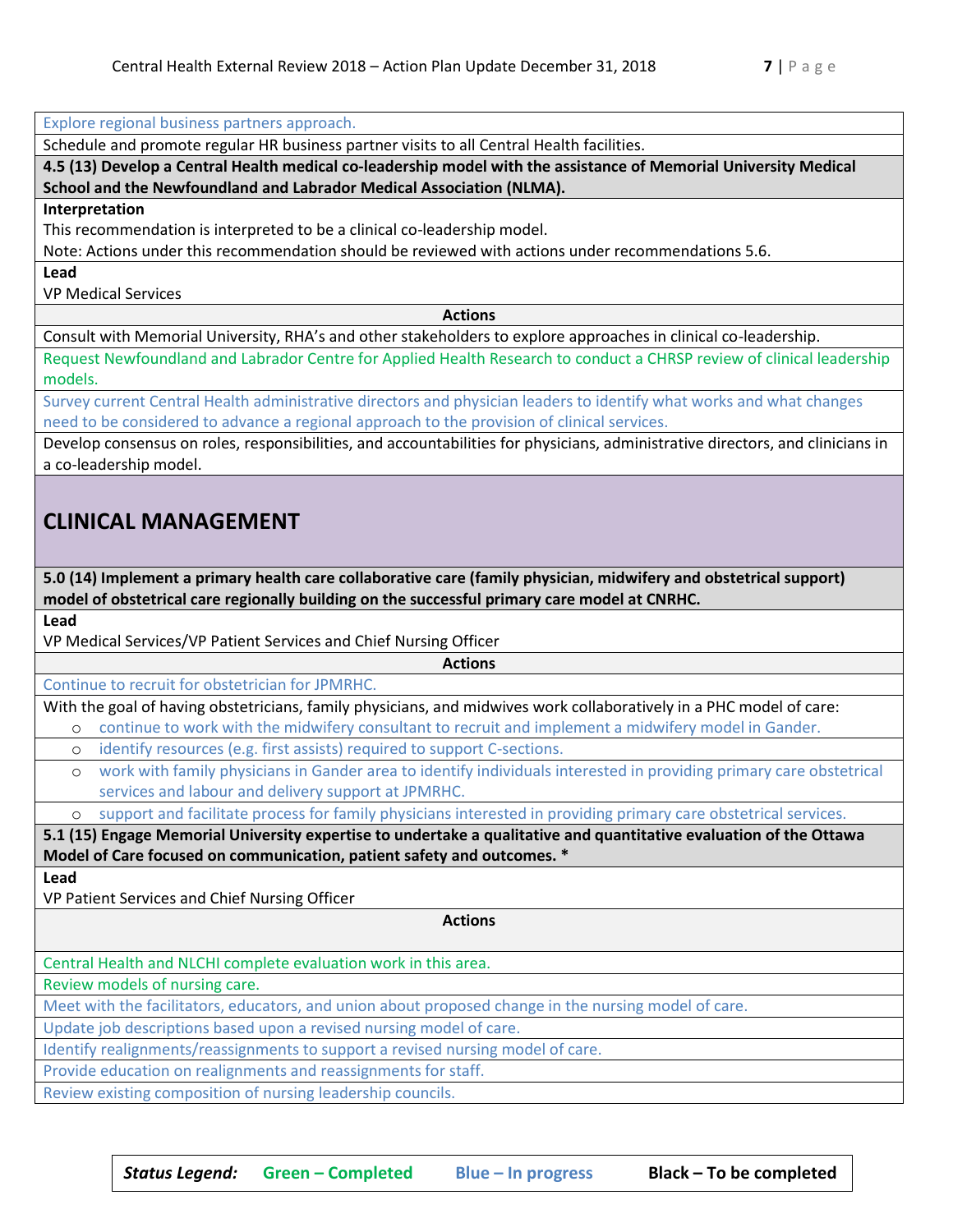Explore regional business partners approach.

Schedule and promote regular HR business partner visits to all Central Health facilities.

**4.5 (13) Develop a Central Health medical co-leadership model with the assistance of Memorial University Medical School and the Newfoundland and Labrador Medical Association (NLMA).**

**Interpretation**

This recommendation is interpreted to be a clinical co-leadership model.

Note: Actions under this recommendation should be reviewed with actions under recommendations 5.6.

**Lead**

VP Medical Services

**Actions**

Consult with Memorial University, RHA's and other stakeholders to explore approaches in clinical co-leadership.

Request Newfoundland and Labrador Centre for Applied Health Research to conduct a CHRSP review of clinical leadership models.

Survey current Central Health administrative directors and physician leaders to identify what works and what changes need to be considered to advance a regional approach to the provision of clinical services.

Develop consensus on roles, responsibilities, and accountabilities for physicians, administrative directors, and clinicians in a co-leadership model.

## CLINICAL MANAGEMENT

**5.0 (14) Implement a primary health care collaborative care (family physician, midwifery and obstetrical support) model of obstetrical care regionally building on the successful primary care model at CNRHC.**

**Lead**

VP Medical Services/VP Patient Services and Chief Nursing Officer

**Actions**

Continue to recruit for obstetrician for JPMRHC.

With the goal of having obstetricians, family physicians, and midwives work collaboratively in a PHC model of care:

- continue to work with the midwifery consultant to recruit and implement a midwifery model in Gander.
- identify resources (e.g. first assists) required to support C-sections.
- work with family physicians in Gander area to identify individuals interested in providing primary care obstetrical services and labour and delivery support at JPMRHC.
- support and facilitate process for family physicians interested in providing primary care obstetrical services.

**5.1 (15) Engage Memorial University expertise to undertake a qualitative and quantitative evaluation of the Ottawa Model of Care focused on communication, patient safety and outcomes. ***

**Lead**

VP Patient Services and Chief Nursing Officer

**Actions**

Central Health and NLCHI complete evaluation work in this area.

Review models of nursing care.

Meet with the facilitators, educators, and union about proposed change in the nursing model of care.

Update job descriptions based upon a revised nursing model of care.

Identify realignments/reassignments to support a revised nursing model of care.

Provide education on realignments and reassignments for staff.

Review existing composition of nursing leadership councils.

| *Status Legend:* | Green – Completed | Blue – In progress | Black – To be completed |
|---|---|---|---|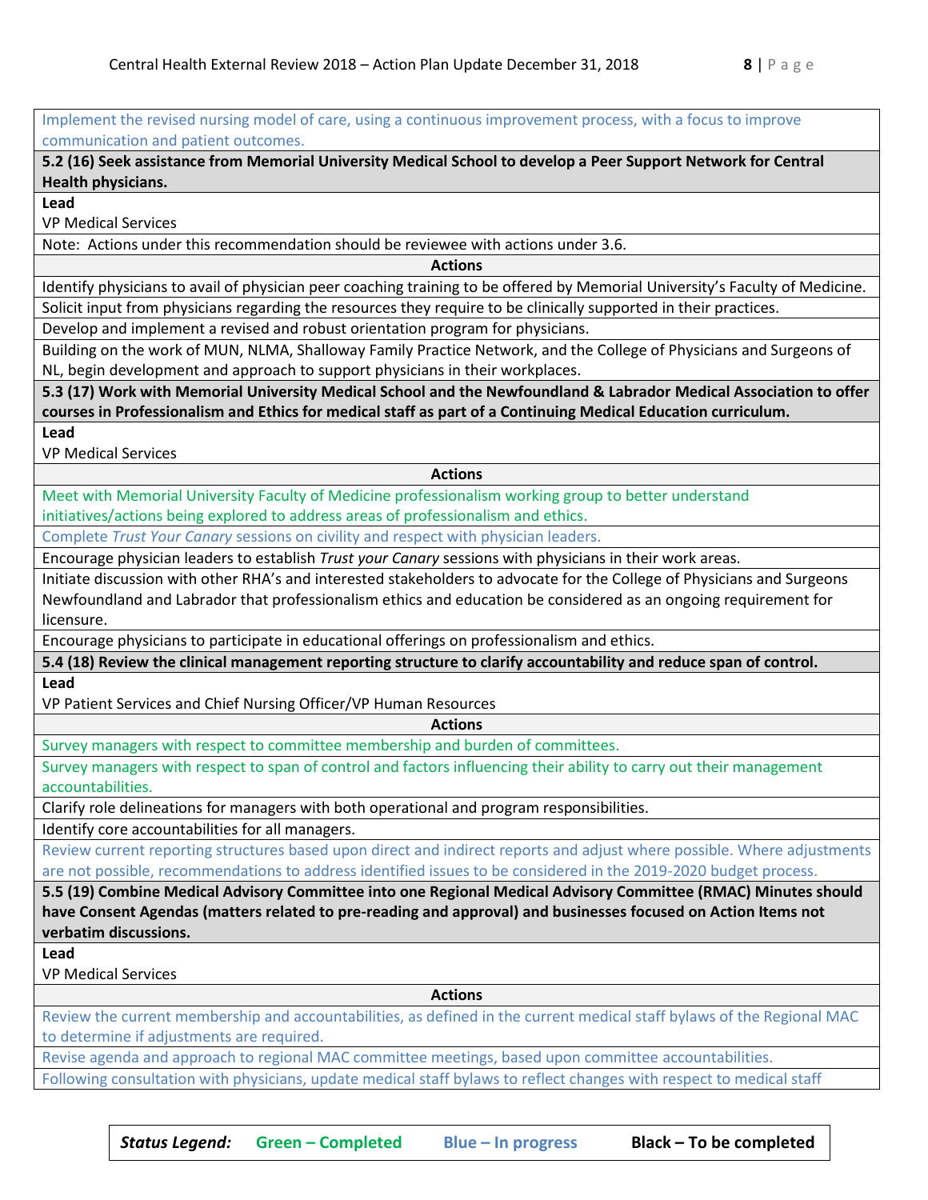Implement the revised nursing model of care, using a continuous improvement process, with a focus to improve communication and patient outcomes.

**5.2 (16) Seek assistance from Memorial University Medical School to develop a Peer Support Network for Central Health physicians.**

**Lead**

VP Medical Services

Note: Actions under this recommendation should be reviewee with actions under 3.6.

**Actions**

- Identify physicians to avail of physician peer coaching training to be offered by Memorial University's Faculty of Medicine.
- Solicit input from physicians regarding the resources they require to be clinically supported in their practices.
- Develop and implement a revised and robust orientation program for physicians.
- Building on the work of MUN, NLMA, Shalloway Family Practice Network, and the College of Physicians and Surgeons of NL, begin development and approach to support physicians in their workplaces.

**5.3 (17) Work with Memorial University Medical School and the Newfoundland & Labrador Medical Association to offer courses in Professionalism and Ethics for medical staff as part of a Continuing Medical Education curriculum.**

**Lead**

VP Medical Services

**Actions**

- Meet with Memorial University Faculty of Medicine professionalism working group to better understand initiatives/actions being explored to address areas of professionalism and ethics.
- Complete *Trust Your Canary* sessions on civility and respect with physician leaders.
- Encourage physician leaders to establish *Trust your Canary* sessions with physicians in their work areas.
- Initiate discussion with other RHA's and interested stakeholders to advocate for the College of Physicians and Surgeons Newfoundland and Labrador that professionalism ethics and education be considered as an ongoing requirement for licensure.
- Encourage physicians to participate in educational offerings on professionalism and ethics.

**5.4 (18) Review the clinical management reporting structure to clarify accountability and reduce span of control.**

**Lead**

VP Patient Services and Chief Nursing Officer/VP Human Resources

**Actions**

- Survey managers with respect to committee membership and burden of committees.
- Survey managers with respect to span of control and factors influencing their ability to carry out their management accountabilities.
- Clarify role delineations for managers with both operational and program responsibilities.
- Identify core accountabilities for all managers.
- Review current reporting structures based upon direct and indirect reports and adjust where possible. Where adjustments are not possible, recommendations to address identified issues to be considered in the 2019-2020 budget process.

**5.5 (19) Combine Medical Advisory Committee into one Regional Medical Advisory Committee (RMAC) Minutes should have Consent Agendas (matters related to pre-reading and approval) and businesses focused on Action Items not verbatim discussions.**

**Lead**

VP Medical Services

**Actions**

- Review the current membership and accountabilities, as defined in the current medical staff bylaws of the Regional MAC to determine if adjustments are required.
- Revise agenda and approach to regional MAC committee meetings, based upon committee accountabilities.
- Following consultation with physicians, update medical staff bylaws to reflect changes with respect to medical staff

***Status Legend:*** **Green – Completed** **Blue – In progress** **Black – To be completed**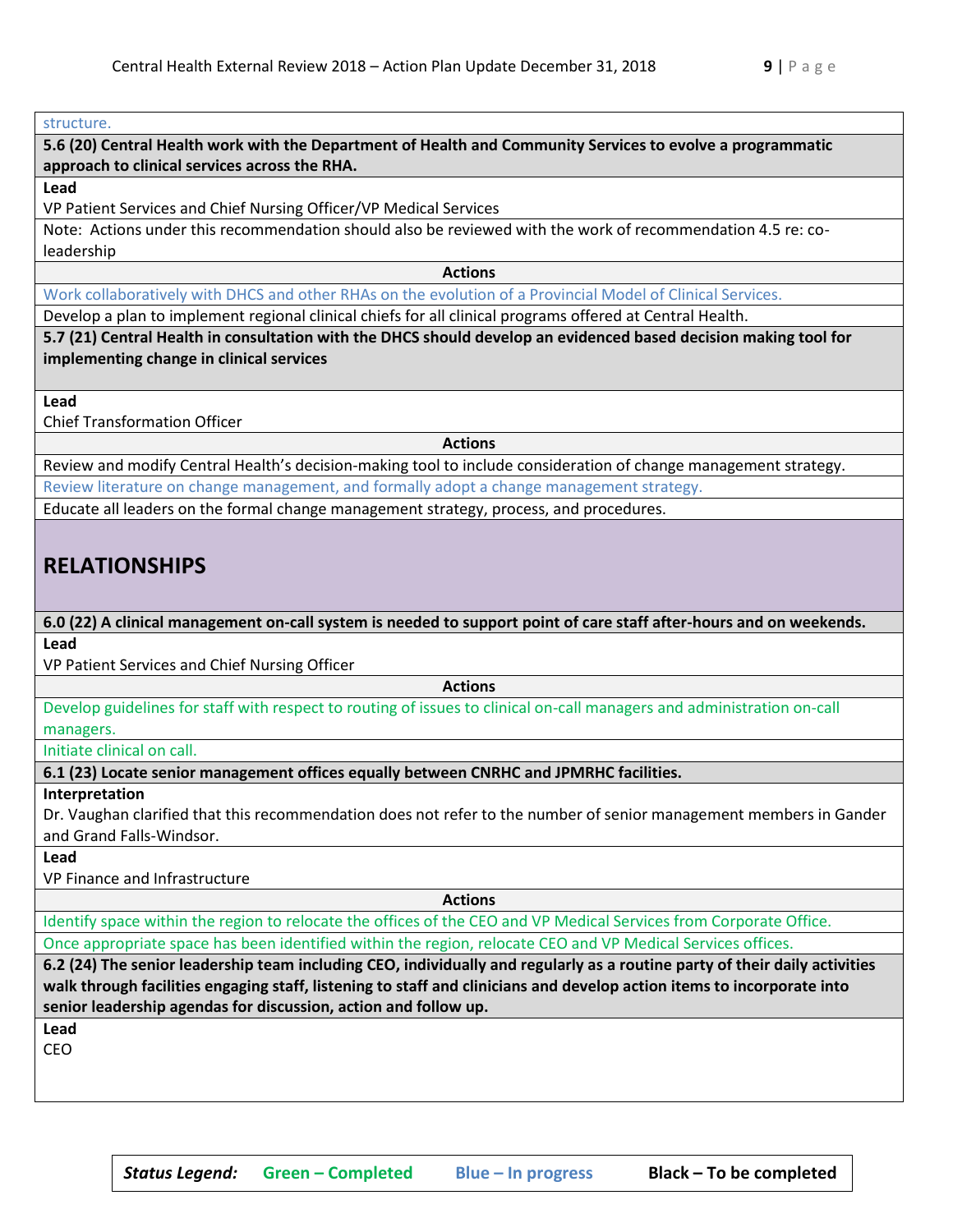structure.

**5.6 (20) Central Health work with the Department of Health and Community Services to evolve a programmatic approach to clinical services across the RHA.**

**Lead**

VP Patient Services and Chief Nursing Officer/VP Medical Services

Note: Actions under this recommendation should also be reviewed with the work of recommendation 4.5 re: co-leadership

**Actions**

Work collaboratively with DHCS and other RHAs on the evolution of a Provincial Model of Clinical Services.

Develop a plan to implement regional clinical chiefs for all clinical programs offered at Central Health.

**5.7 (21) Central Health in consultation with the DHCS should develop an evidenced based decision making tool for implementing change in clinical services**

**Lead**

Chief Transformation Officer

**Actions**

Review and modify Central Health's decision-making tool to include consideration of change management strategy.

Review literature on change management, and formally adopt a change management strategy.

Educate all leaders on the formal change management strategy, process, and procedures.

## RELATIONSHIPS

**6.0 (22) A clinical management on-call system is needed to support point of care staff after-hours and on weekends.**

**Lead**

VP Patient Services and Chief Nursing Officer

**Actions**

Develop guidelines for staff with respect to routing of issues to clinical on-call managers and administration on-call managers.

Initiate clinical on call.

**6.1 (23) Locate senior management offices equally between CNRHC and JPMRHC facilities.**

**Interpretation**

Dr. Vaughan clarified that this recommendation does not refer to the number of senior management members in Gander and Grand Falls-Windsor.

**Lead**

VP Finance and Infrastructure

**Actions**

Identify space within the region to relocate the offices of the CEO and VP Medical Services from Corporate Office.

Once appropriate space has been identified within the region, relocate CEO and VP Medical Services offices.

**6.2 (24) The senior leadership team including CEO, individually and regularly as a routine party of their daily activities walk through facilities engaging staff, listening to staff and clinicians and develop action items to incorporate into senior leadership agendas for discussion, action and follow up.**

**Lead**

CEO

***Status Legend:*** **Green – Completed** **Blue – In progress** **Black – To be completed**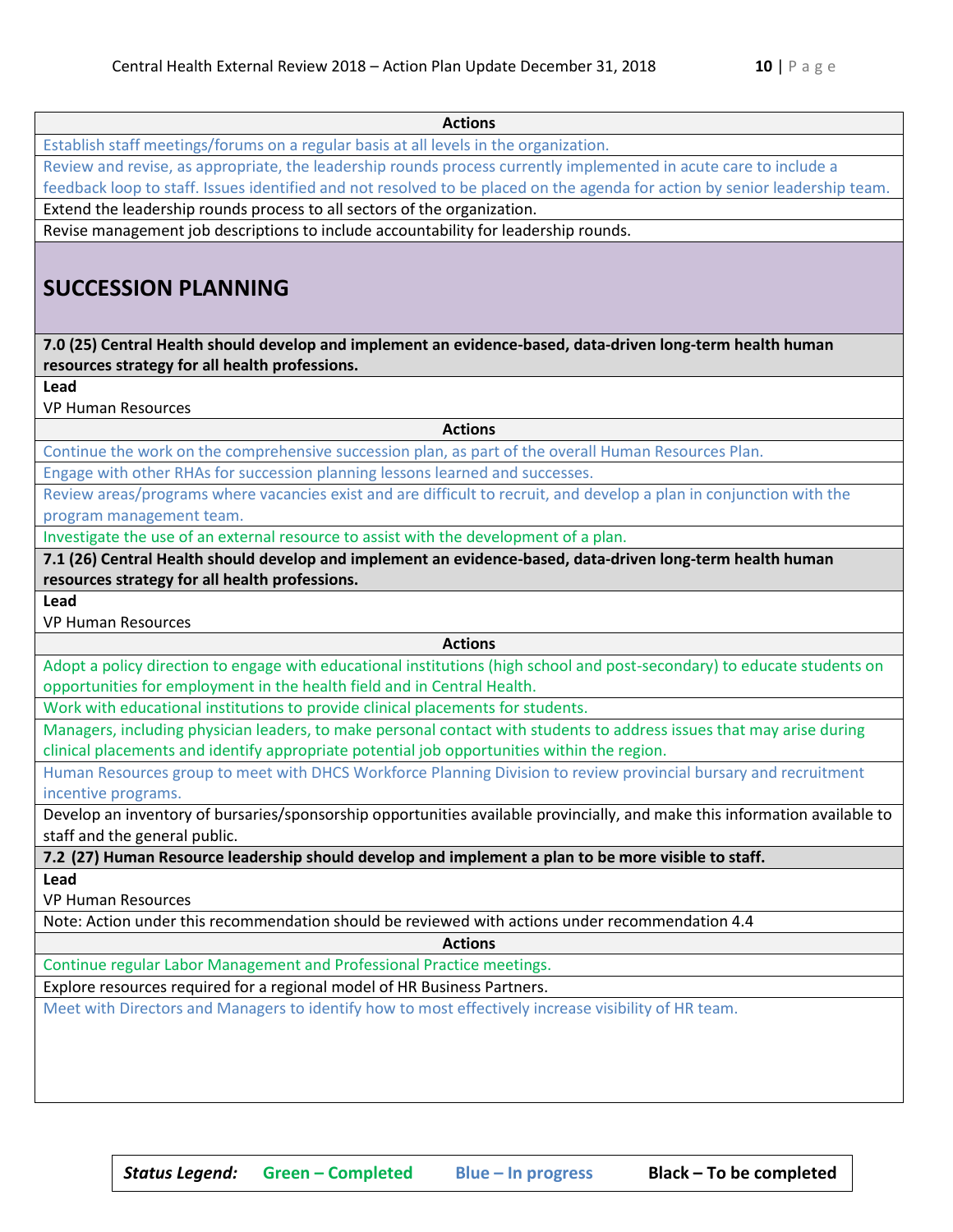| Actions |
| --- |
| Establish staff meetings/forums on a regular basis at all levels in the organization. |
| Review and revise, as appropriate, the leadership rounds process currently implemented in acute care to include a feedback loop to staff. Issues identified and not resolved to be placed on the agenda for action by senior leadership team. |
| Extend the leadership rounds process to all sectors of the organization. |
| Revise management job descriptions to include accountability for leadership rounds. |

## SUCCESSION PLANNING

| **7.0 (25) Central Health should develop and implement an evidence-based, data-driven long-term health human resources strategy for all health professions.** |
| --- |
| **Lead** |
| VP Human Resources |
| **Actions** |
| Continue the work on the comprehensive succession plan, as part of the overall Human Resources Plan. |
| Engage with other RHAs for succession planning lessons learned and successes. |
| Review areas/programs where vacancies exist and are difficult to recruit, and develop a plan in conjunction with the program management team. |
| Investigate the use of an external resource to assist with the development of a plan. |
| **7.1 (26) Central Health should develop and implement an evidence-based, data-driven long-term health human resources strategy for all health professions.** |
| **Lead** |
| VP Human Resources |
| **Actions** |
| Adopt a policy direction to engage with educational institutions (high school and post-secondary) to educate students on opportunities for employment in the health field and in Central Health. |
| Work with educational institutions to provide clinical placements for students. |
| Managers, including physician leaders, to make personal contact with students to address issues that may arise during clinical placements and identify appropriate potential job opportunities within the region. |
| Human Resources group to meet with DHCS Workforce Planning Division to review provincial bursary and recruitment incentive programs. |
| Develop an inventory of bursaries/sponsorship opportunities available provincially, and make this information available to staff and the general public. |
| **7.2 (27) Human Resource leadership should develop and implement a plan to be more visible to staff.** |
| **Lead** |
| VP Human Resources |
| Note: Action under this recommendation should be reviewed with actions under recommendation 4.4 |
| **Actions** |
| Continue regular Labor Management and Professional Practice meetings. |
| Explore resources required for a regional model of HR Business Partners. |
| Meet with Directors and Managers to identify how to most effectively increase visibility of HR team. |

| ***Status Legend:*** | **Green – Completed** | **Blue – In progress** | **Black – To be completed** |
| --- | --- | --- | --- |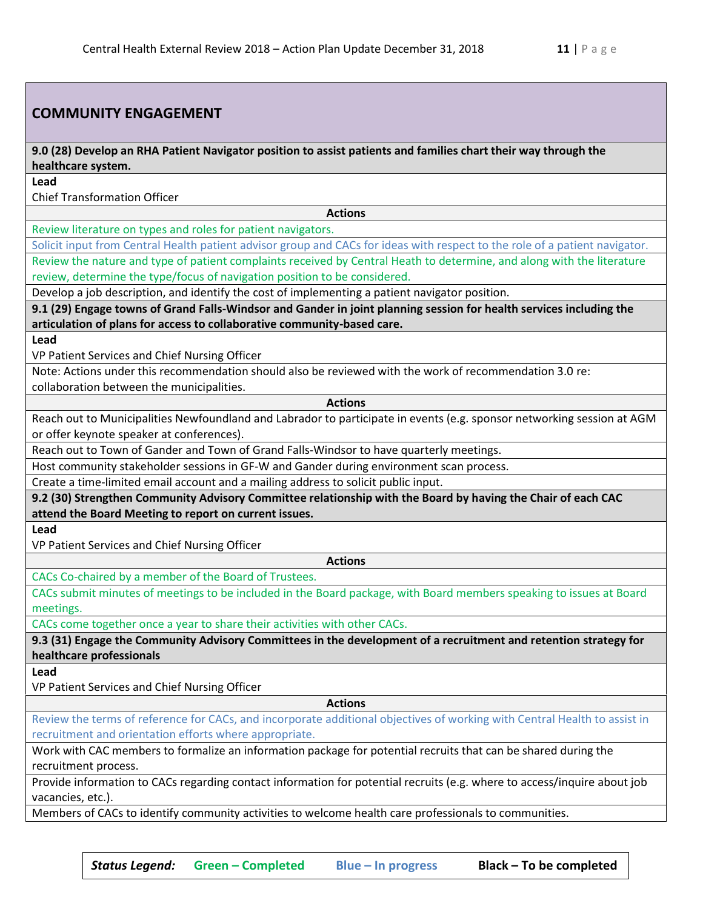## COMMUNITY ENGAGEMENT

**9.0 (28) Develop an RHA Patient Navigator position to assist patients and families chart their way through the healthcare system.**

**Lead**

Chief Transformation Officer

**Actions**

- Review literature on types and roles for patient navigators.
- Solicit input from Central Health patient advisor group and CACs for ideas with respect to the role of a patient navigator.
- Review the nature and type of patient complaints received by Central Heath to determine, and along with the literature review, determine the type/focus of navigation position to be considered.
- Develop a job description, and identify the cost of implementing a patient navigator position.

**9.1 (29) Engage towns of Grand Falls-Windsor and Gander in joint planning session for health services including the articulation of plans for access to collaborative community-based care.**

**Lead**

VP Patient Services and Chief Nursing Officer

Note: Actions under this recommendation should also be reviewed with the work of recommendation 3.0 re: collaboration between the municipalities.

**Actions**

- Reach out to Municipalities Newfoundland and Labrador to participate in events (e.g. sponsor networking session at AGM or offer keynote speaker at conferences).
- Reach out to Town of Gander and Town of Grand Falls-Windsor to have quarterly meetings.
- Host community stakeholder sessions in GF-W and Gander during environment scan process.
- Create a time-limited email account and a mailing address to solicit public input.

**9.2 (30) Strengthen Community Advisory Committee relationship with the Board by having the Chair of each CAC attend the Board Meeting to report on current issues.**

**Lead**

VP Patient Services and Chief Nursing Officer

**Actions**

- CACs Co-chaired by a member of the Board of Trustees.
- CACs submit minutes of meetings to be included in the Board package, with Board members speaking to issues at Board meetings.
- CACs come together once a year to share their activities with other CACs.

**9.3 (31) Engage the Community Advisory Committees in the development of a recruitment and retention strategy for healthcare professionals**

**Lead**

VP Patient Services and Chief Nursing Officer

**Actions**

- Review the terms of reference for CACs, and incorporate additional objectives of working with Central Health to assist in recruitment and orientation efforts where appropriate.
- Work with CAC members to formalize an information package for potential recruits that can be shared during the recruitment process.
- Provide information to CACs regarding contact information for potential recruits (e.g. where to access/inquire about job vacancies, etc.).
- Members of CACs to identify community activities to welcome health care professionals to communities.

***Status Legend:*** **Green – Completed** **Blue – In progress** **Black – To be completed**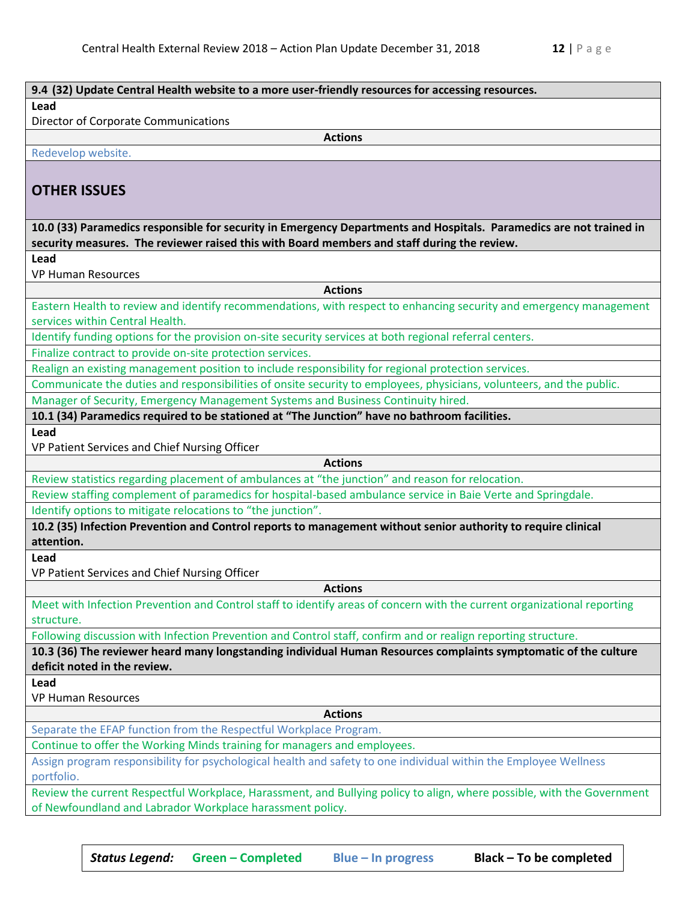**9.4 (32) Update Central Health website to a more user-friendly resources for accessing resources.**

**Lead**

Director of Corporate Communications

**Actions**

Redevelop website.

## OTHER ISSUES

**10.0 (33) Paramedics responsible for security in Emergency Departments and Hospitals. Paramedics are not trained in security measures. The reviewer raised this with Board members and staff during the review.**

**Lead**

VP Human Resources

**Actions**

- Eastern Health to review and identify recommendations, with respect to enhancing security and emergency management services within Central Health.
- Identify funding options for the provision on-site security services at both regional referral centers.
- Finalize contract to provide on-site protection services.
- Realign an existing management position to include responsibility for regional protection services.
- Communicate the duties and responsibilities of onsite security to employees, physicians, volunteers, and the public.
- Manager of Security, Emergency Management Systems and Business Continuity hired.

**10.1 (34) Paramedics required to be stationed at "The Junction" have no bathroom facilities.**

**Lead**

VP Patient Services and Chief Nursing Officer

**Actions**

- Review statistics regarding placement of ambulances at "the junction" and reason for relocation.
- Review staffing complement of paramedics for hospital-based ambulance service in Baie Verte and Springdale.
- Identify options to mitigate relocations to "the junction".

**10.2 (35) Infection Prevention and Control reports to management without senior authority to require clinical attention.**

**Lead**

VP Patient Services and Chief Nursing Officer

**Actions**

- Meet with Infection Prevention and Control staff to identify areas of concern with the current organizational reporting structure.
- Following discussion with Infection Prevention and Control staff, confirm and or realign reporting structure.

**10.3 (36) The reviewer heard many longstanding individual Human Resources complaints symptomatic of the culture deficit noted in the review.**

**Lead**

VP Human Resources

**Actions**

- Separate the EFAP function from the Respectful Workplace Program.
- Continue to offer the Working Minds training for managers and employees.
- Assign program responsibility for psychological health and safety to one individual within the Employee Wellness portfolio.
- Review the current Respectful Workplace, Harassment, and Bullying policy to align, where possible, with the Government of Newfoundland and Labrador Workplace harassment policy.

| *Status Legend:* | Green – Completed | Blue – In progress | Black – To be completed |
|---|---|---|---|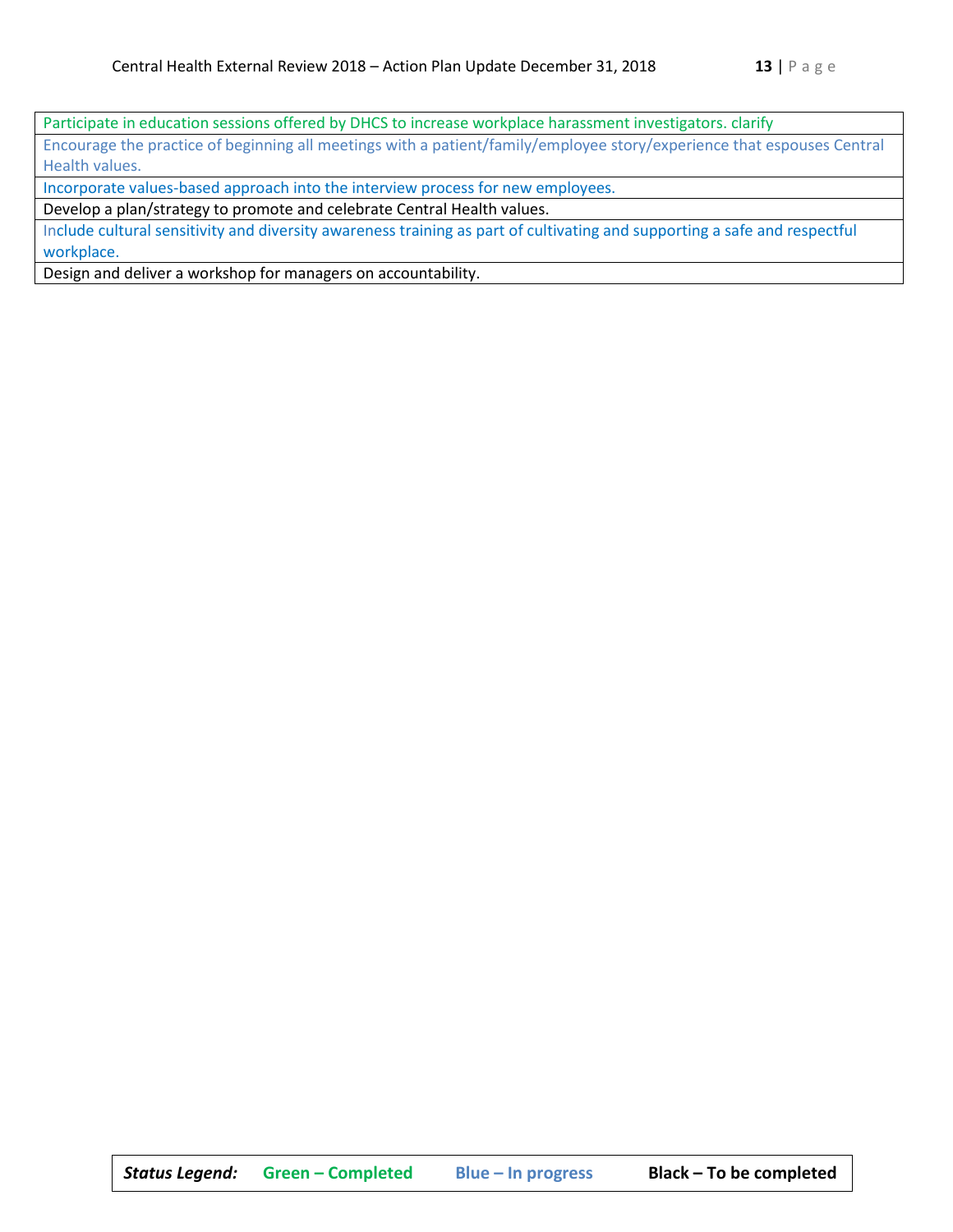| |
|---|
| Participate in education sessions offered by DHCS to increase workplace harassment investigators. clarify |
| Encourage the practice of beginning all meetings with a patient/family/employee story/experience that espouses Central Health values. |
| Incorporate values-based approach into the interview process for new employees. |
| Develop a plan/strategy to promote and celebrate Central Health values. |
| Include cultural sensitivity and diversity awareness training as part of cultivating and supporting a safe and respectful workplace. |
| Design and deliver a workshop for managers on accountability. |

| ***Status Legend:*** | **Green – Completed** | **Blue – In progress** | **Black – To be completed** |
|---|---|---|---|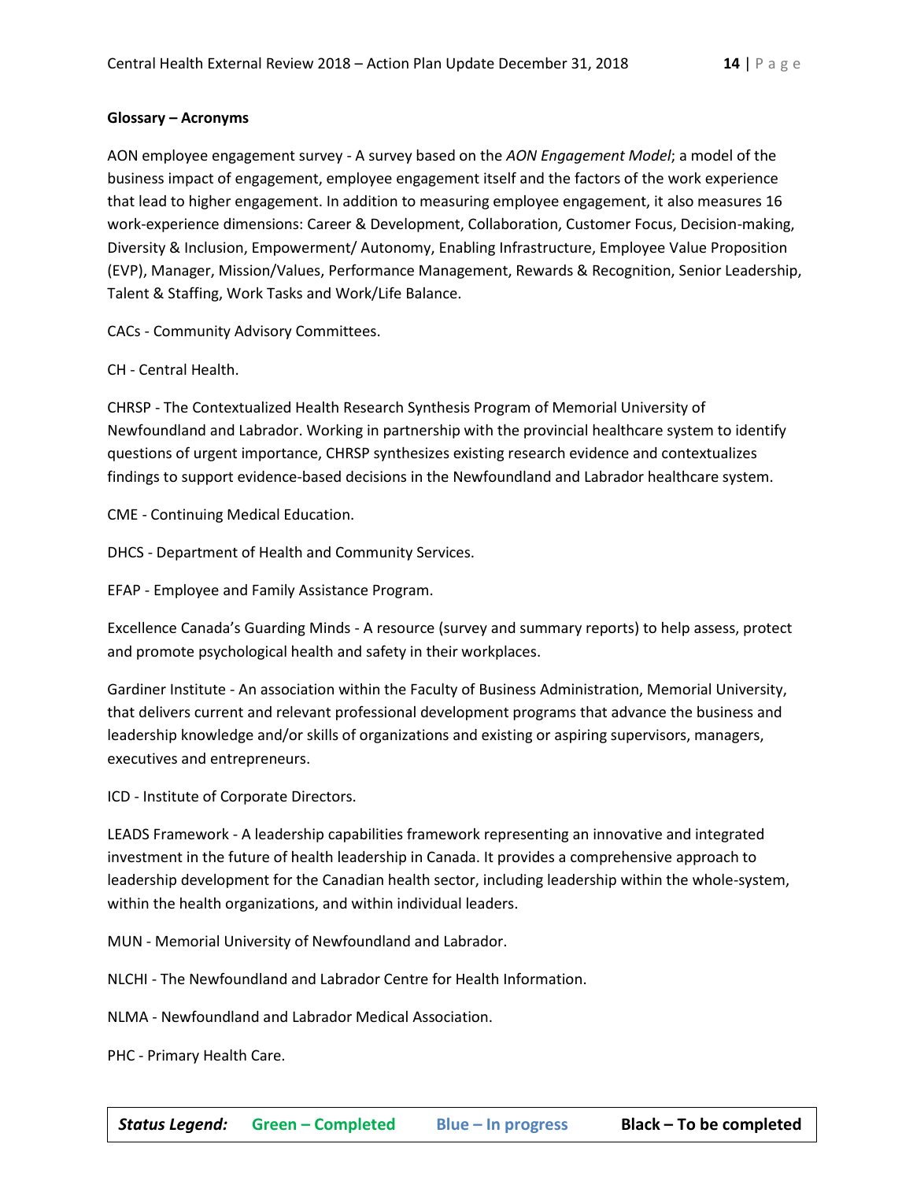**Glossary – Acronyms**

AON employee engagement survey - A survey based on the *AON Engagement Model*; a model of the business impact of engagement, employee engagement itself and the factors of the work experience that lead to higher engagement. In addition to measuring employee engagement, it also measures 16 work-experience dimensions: Career & Development, Collaboration, Customer Focus, Decision-making, Diversity & Inclusion, Empowerment/ Autonomy, Enabling Infrastructure, Employee Value Proposition (EVP), Manager, Mission/Values, Performance Management, Rewards & Recognition, Senior Leadership, Talent & Staffing, Work Tasks and Work/Life Balance.

CACs - Community Advisory Committees.

CH - Central Health.

CHRSP - The Contextualized Health Research Synthesis Program of Memorial University of Newfoundland and Labrador. Working in partnership with the provincial healthcare system to identify questions of urgent importance, CHRSP synthesizes existing research evidence and contextualizes findings to support evidence-based decisions in the Newfoundland and Labrador healthcare system.

CME - Continuing Medical Education.

DHCS - Department of Health and Community Services.

EFAP - Employee and Family Assistance Program.

Excellence Canada's Guarding Minds - A resource (survey and summary reports) to help assess, protect and promote psychological health and safety in their workplaces.

Gardiner Institute - An association within the Faculty of Business Administration, Memorial University, that delivers current and relevant professional development programs that advance the business and leadership knowledge and/or skills of organizations and existing or aspiring supervisors, managers, executives and entrepreneurs.

ICD - Institute of Corporate Directors.

LEADS Framework - A leadership capabilities framework representing an innovative and integrated investment in the future of health leadership in Canada. It provides a comprehensive approach to leadership development for the Canadian health sector, including leadership within the whole-system, within the health organizations, and within individual leaders.

MUN - Memorial University of Newfoundland and Labrador.

NLCHI - The Newfoundland and Labrador Centre for Health Information.

NLMA - Newfoundland and Labrador Medical Association.

PHC - Primary Health Care.

| ***Status Legend:*** | **Green – Completed** | **Blue – In progress** | **Black – To be completed** |
|---|---|---|---|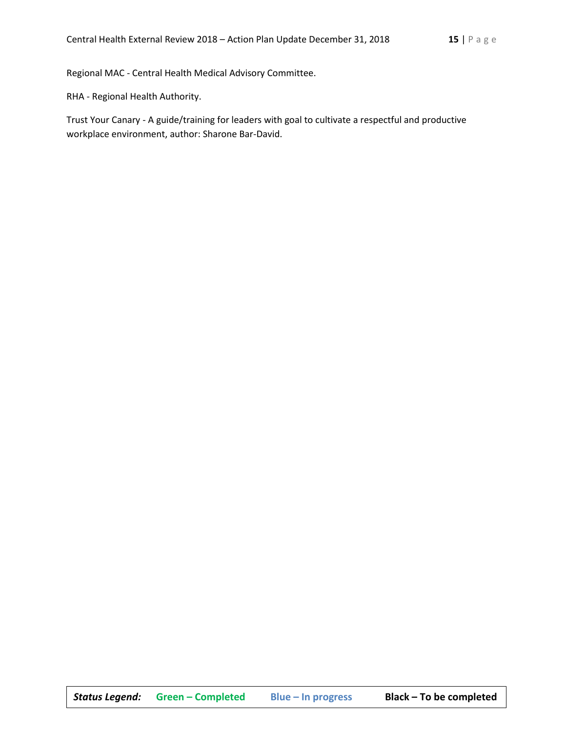Regional MAC - Central Health Medical Advisory Committee.

RHA - Regional Health Authority.

Trust Your Canary - A guide/training for leaders with goal to cultivate a respectful and productive workplace environment, author: Sharone Bar-David.

| | | | |
|---|---|---|---|
| ***Status Legend:*** | **Green – Completed** | **Blue – In progress** | **Black – To be completed** |